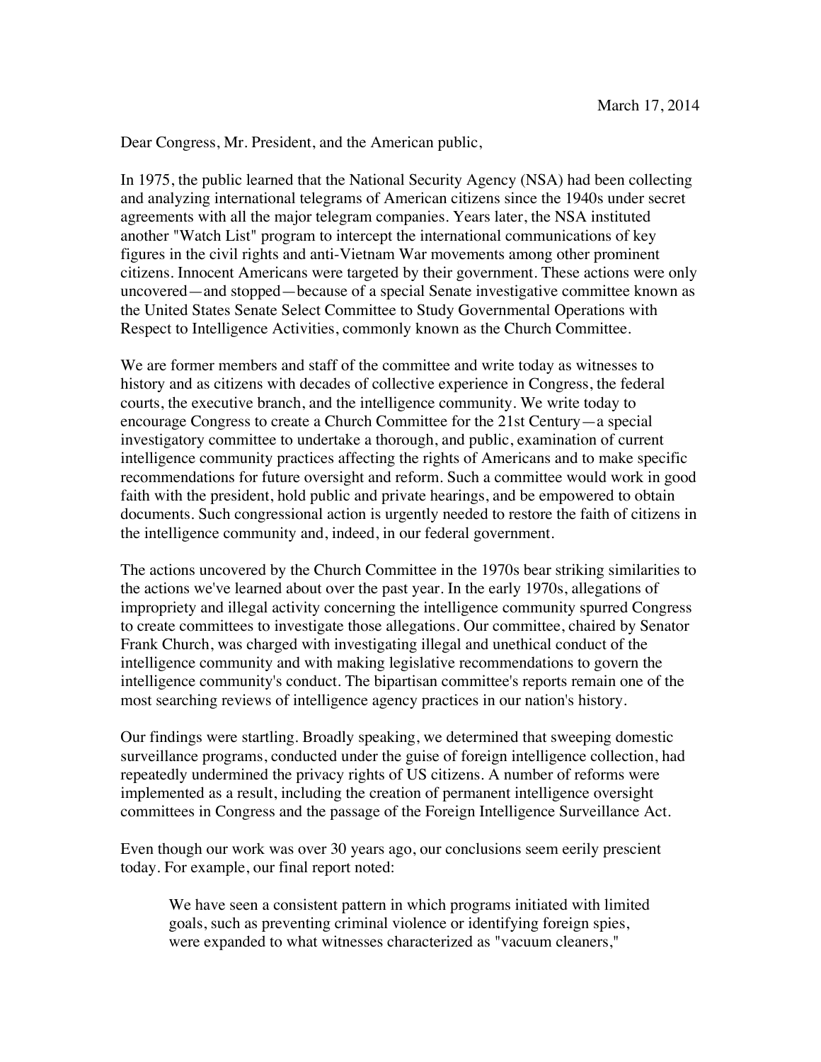March 17, 2014

Dear Congress, Mr. President, and the American public,

In 1975, the public learned that the National Security Agency (NSA) had been collecting and analyzing international telegrams of American citizens since the 1940s under secret agreements with all the major telegram companies. Years later, the NSA instituted another "Watch List" program to intercept the international communications of key figures in the civil rights and anti-Vietnam War movements among other prominent citizens. Innocent Americans were targeted by their government. These actions were only uncovered—and stopped—because of a special Senate investigative committee known as the United States Senate Select Committee to Study Governmental Operations with Respect to Intelligence Activities, commonly known as the Church Committee.

We are former members and staff of the committee and write today as witnesses to history and as citizens with decades of collective experience in Congress, the federal courts, the executive branch, and the intelligence community. We write today to encourage Congress to create a Church Committee for the 21st Century—a special investigatory committee to undertake a thorough, and public, examination of current intelligence community practices affecting the rights of Americans and to make specific recommendations for future oversight and reform. Such a committee would work in good faith with the president, hold public and private hearings, and be empowered to obtain documents. Such congressional action is urgently needed to restore the faith of citizens in the intelligence community and, indeed, in our federal government.

The actions uncovered by the Church Committee in the 1970s bear striking similarities to the actions we've learned about over the past year. In the early 1970s, allegations of impropriety and illegal activity concerning the intelligence community spurred Congress to create committees to investigate those allegations. Our committee, chaired by Senator Frank Church, was charged with investigating illegal and unethical conduct of the intelligence community and with making legislative recommendations to govern the intelligence community's conduct. The bipartisan committee's reports remain one of the most searching reviews of intelligence agency practices in our nation's history.

Our findings were startling. Broadly speaking, we determined that sweeping domestic surveillance programs, conducted under the guise of foreign intelligence collection, had repeatedly undermined the privacy rights of US citizens. A number of reforms were implemented as a result, including the creation of permanent intelligence oversight committees in Congress and the passage of the Foreign Intelligence Surveillance Act.

Even though our work was over 30 years ago, our conclusions seem eerily prescient today. For example, our final report noted:

> We have seen a consistent pattern in which programs initiated with limited goals, such as preventing criminal violence or identifying foreign spies, were expanded to what witnesses characterized as "vacuum cleaners,"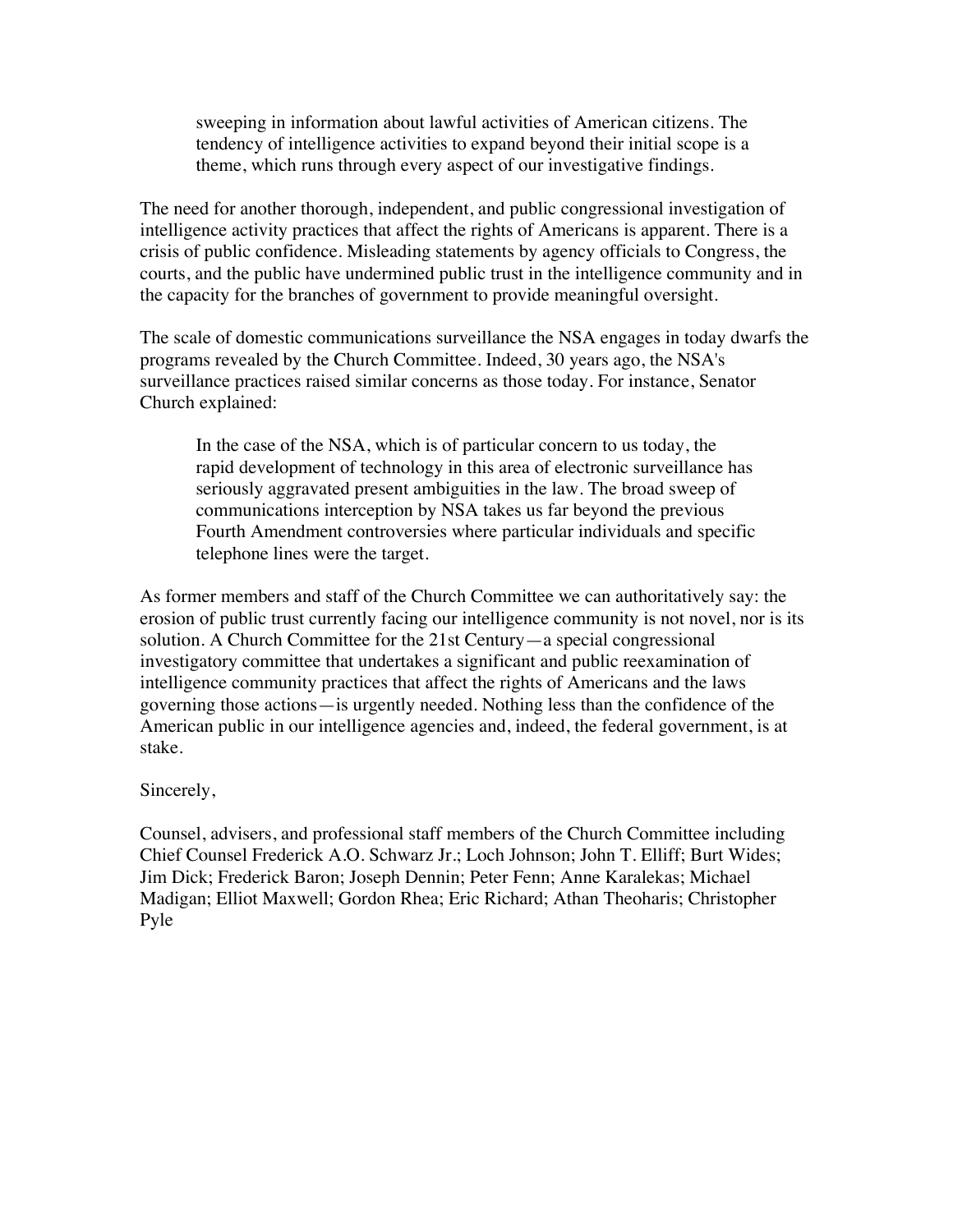> sweeping in information about lawful activities of American citizens. The tendency of intelligence activities to expand beyond their initial scope is a theme, which runs through every aspect of our investigative findings.

The need for another thorough, independent, and public congressional investigation of intelligence activity practices that affect the rights of Americans is apparent. There is a crisis of public confidence. Misleading statements by agency officials to Congress, the courts, and the public have undermined public trust in the intelligence community and in the capacity for the branches of government to provide meaningful oversight.

The scale of domestic communications surveillance the NSA engages in today dwarfs the programs revealed by the Church Committee. Indeed, 30 years ago, the NSA's surveillance practices raised similar concerns as those today. For instance, Senator Church explained:

> In the case of the NSA, which is of particular concern to us today, the rapid development of technology in this area of electronic surveillance has seriously aggravated present ambiguities in the law. The broad sweep of communications interception by NSA takes us far beyond the previous Fourth Amendment controversies where particular individuals and specific telephone lines were the target.

As former members and staff of the Church Committee we can authoritatively say: the erosion of public trust currently facing our intelligence community is not novel, nor is its solution. A Church Committee for the 21st Century—a special congressional investigatory committee that undertakes a significant and public reexamination of intelligence community practices that affect the rights of Americans and the laws governing those actions—is urgently needed. Nothing less than the confidence of the American public in our intelligence agencies and, indeed, the federal government, is at stake.

Sincerely,

Counsel, advisers, and professional staff members of the Church Committee including Chief Counsel Frederick A.O. Schwarz Jr.; Loch Johnson; John T. Elliff; Burt Wides; Jim Dick; Frederick Baron; Joseph Dennin; Peter Fenn; Anne Karalekas; Michael Madigan; Elliot Maxwell; Gordon Rhea; Eric Richard; Athan Theoharis; Christopher Pyle